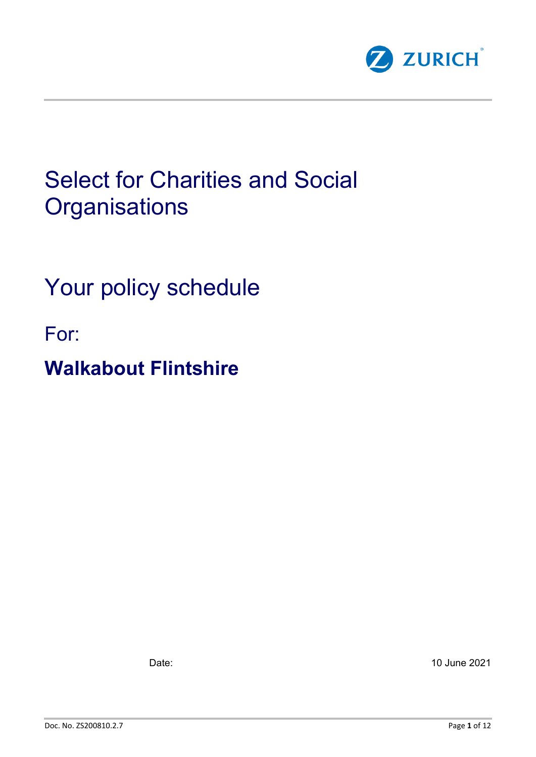ZURICH

# Select for Charities and Social Organisations

## Your policy schedule

For:

**Walkabout Flintshire**

Date: 10 June 2021

Doc. No. ZS200810.2.7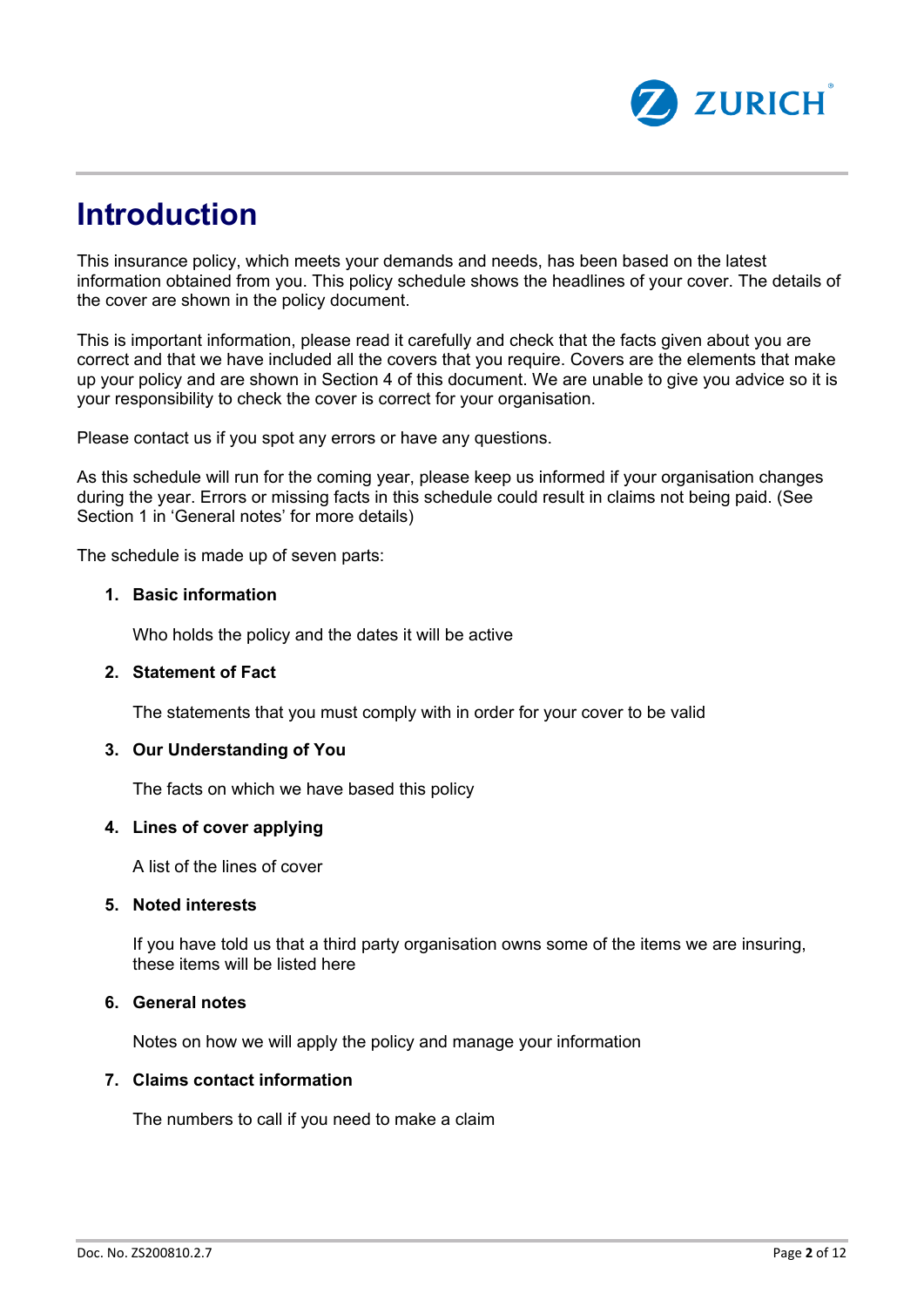# Introduction

This insurance policy, which meets your demands and needs, has been based on the latest information obtained from you. This policy schedule shows the headlines of your cover. The details of the cover are shown in the policy document.

This is important information, please read it carefully and check that the facts given about you are correct and that we have included all the covers that you require. Covers are the elements that make up your policy and are shown in Section 4 of this document. We are unable to give you advice so it is your responsibility to check the cover is correct for your organisation.

Please contact us if you spot any errors or have any questions.

As this schedule will run for the coming year, please keep us informed if your organisation changes during the year. Errors or missing facts in this schedule could result in claims not being paid. (See Section 1 in 'General notes' for more details)

The schedule is made up of seven parts:

1. **Basic information**

   Who holds the policy and the dates it will be active

2. **Statement of Fact**

   The statements that you must comply with in order for your cover to be valid

3. **Our Understanding of You**

   The facts on which we have based this policy

4. **Lines of cover applying**

   A list of the lines of cover

5. **Noted interests**

   If you have told us that a third party organisation owns some of the items we are insuring, these items will be listed here

6. **General notes**

   Notes on how we will apply the policy and manage your information

7. **Claims contact information**

   The numbers to call if you need to make a claim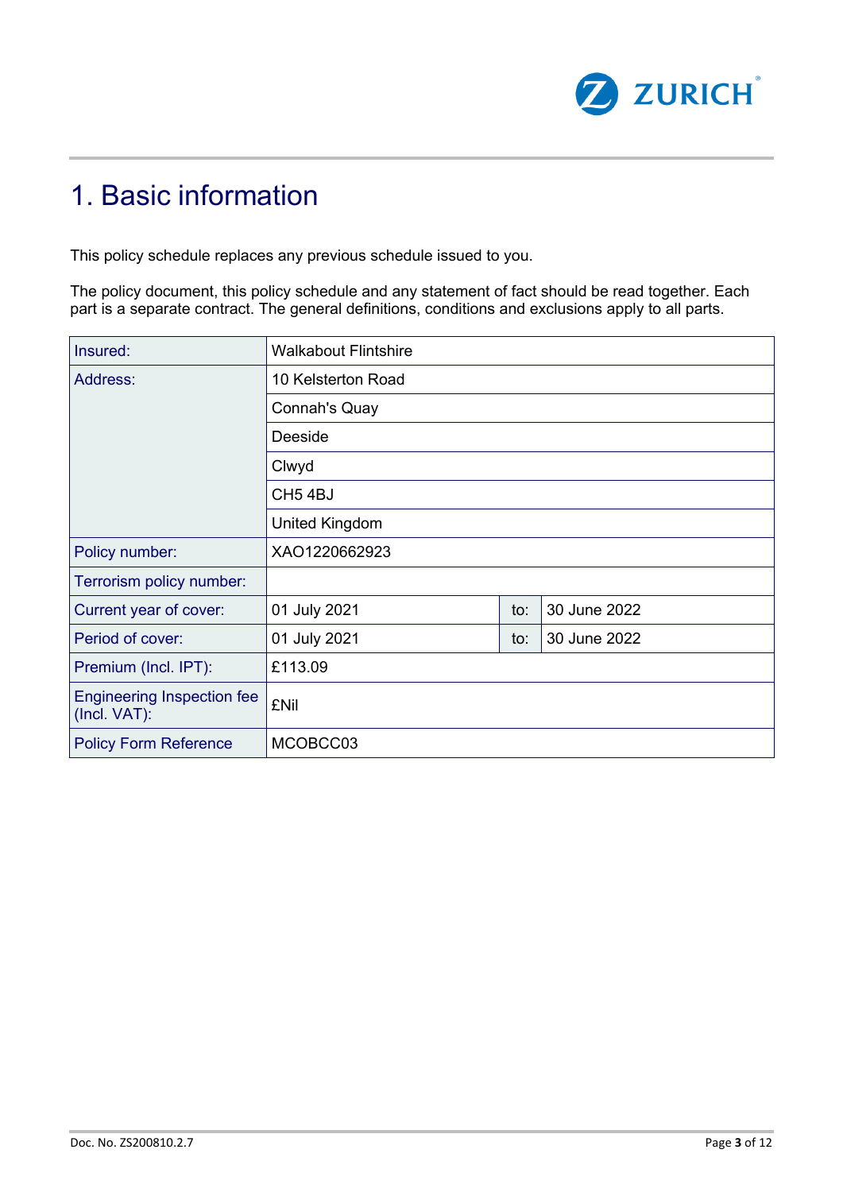# 1. Basic information

This policy schedule replaces any previous schedule issued to you.

The policy document, this policy schedule and any statement of fact should be read together. Each part is a separate contract. The general definitions, conditions and exclusions apply to all parts.

| | | | |
|---|---|---|---|
| Insured: | Walkabout Flintshire | | |
| Address: | 10 Kelsterton Road | | |
| | Connah's Quay | | |
| | Deeside | | |
| | Clwyd | | |
| | CH5 4BJ | | |
| | United Kingdom | | |
| Policy number: | XAO1220662923 | | |
| Terrorism policy number: | | | |
| Current year of cover: | 01 July 2021 | to: | 30 June 2022 |
| Period of cover: | 01 July 2021 | to: | 30 June 2022 |
| Premium (Incl. IPT): | £113.09 | | |
| Engineering Inspection fee (Incl. VAT): | £Nil | | |
| Policy Form Reference | MCOBCC03 | | |

Doc. No. ZS200810.2.7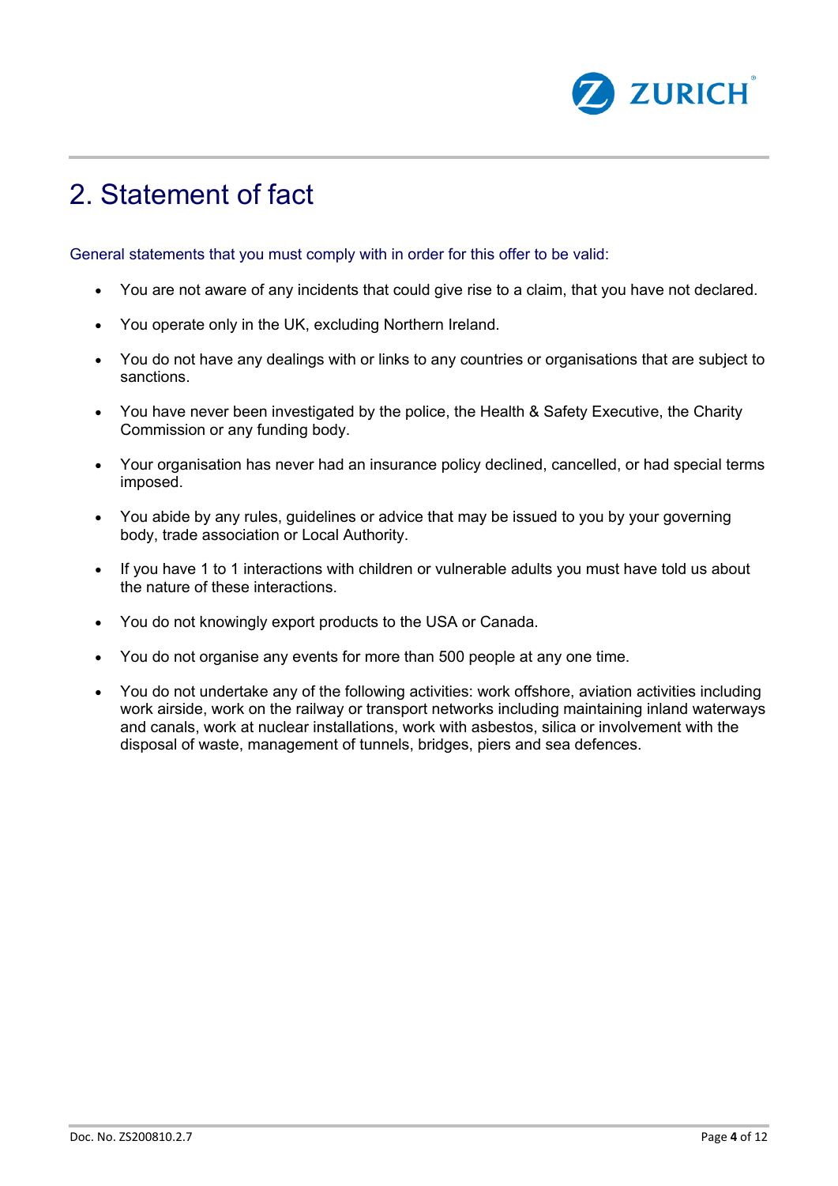# 2. Statement of fact

General statements that you must comply with in order for this offer to be valid:

- You are not aware of any incidents that could give rise to a claim, that you have not declared.
- You operate only in the UK, excluding Northern Ireland.
- You do not have any dealings with or links to any countries or organisations that are subject to sanctions.
- You have never been investigated by the police, the Health & Safety Executive, the Charity Commission or any funding body.
- Your organisation has never had an insurance policy declined, cancelled, or had special terms imposed.
- You abide by any rules, guidelines or advice that may be issued to you by your governing body, trade association or Local Authority.
- If you have 1 to 1 interactions with children or vulnerable adults you must have told us about the nature of these interactions.
- You do not knowingly export products to the USA or Canada.
- You do not organise any events for more than 500 people at any one time.
- You do not undertake any of the following activities: work offshore, aviation activities including work airside, work on the railway or transport networks including maintaining inland waterways and canals, work at nuclear installations, work with asbestos, silica or involvement with the disposal of waste, management of tunnels, bridges, piers and sea defences.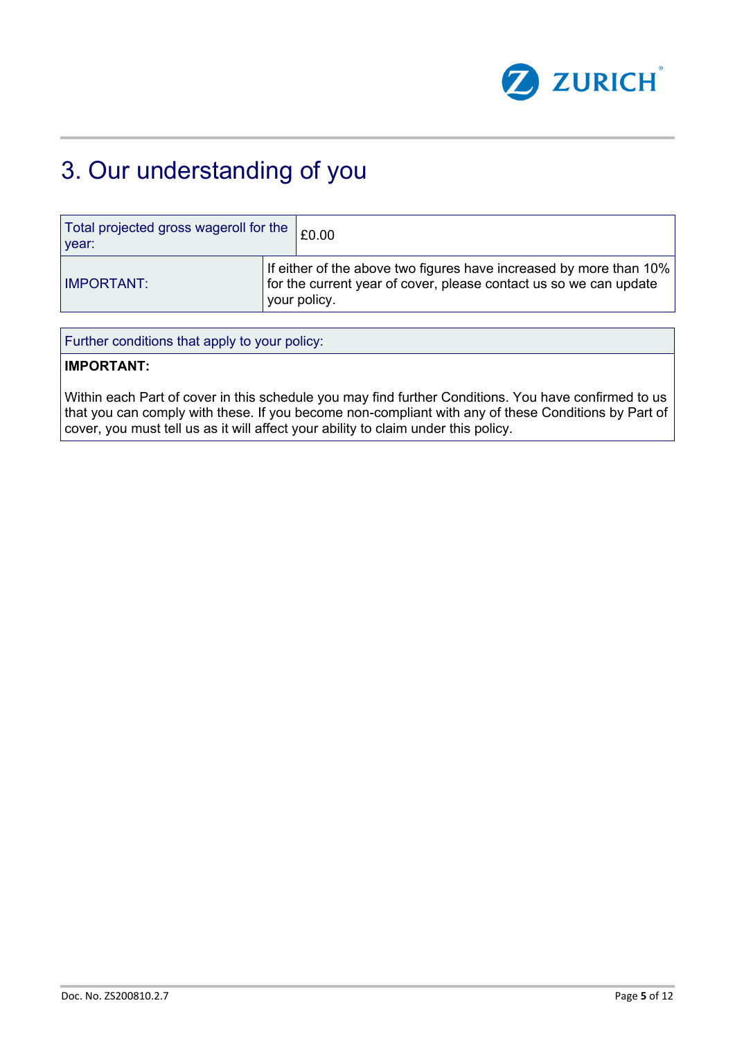# 3. Our understanding of you

| Total projected gross wageroll for the year: | £0.00 |
|---|---|
| IMPORTANT: | If either of the above two figures have increased by more than 10% for the current year of cover, please contact us so we can update your policy. |

| Further conditions that apply to your policy: |
|---|
| **IMPORTANT:**<br><br>Within each Part of cover in this schedule you may find further Conditions. You have confirmed to us that you can comply with these. If you become non-compliant with any of these Conditions by Part of cover, you must tell us as it will affect your ability to claim under this policy. |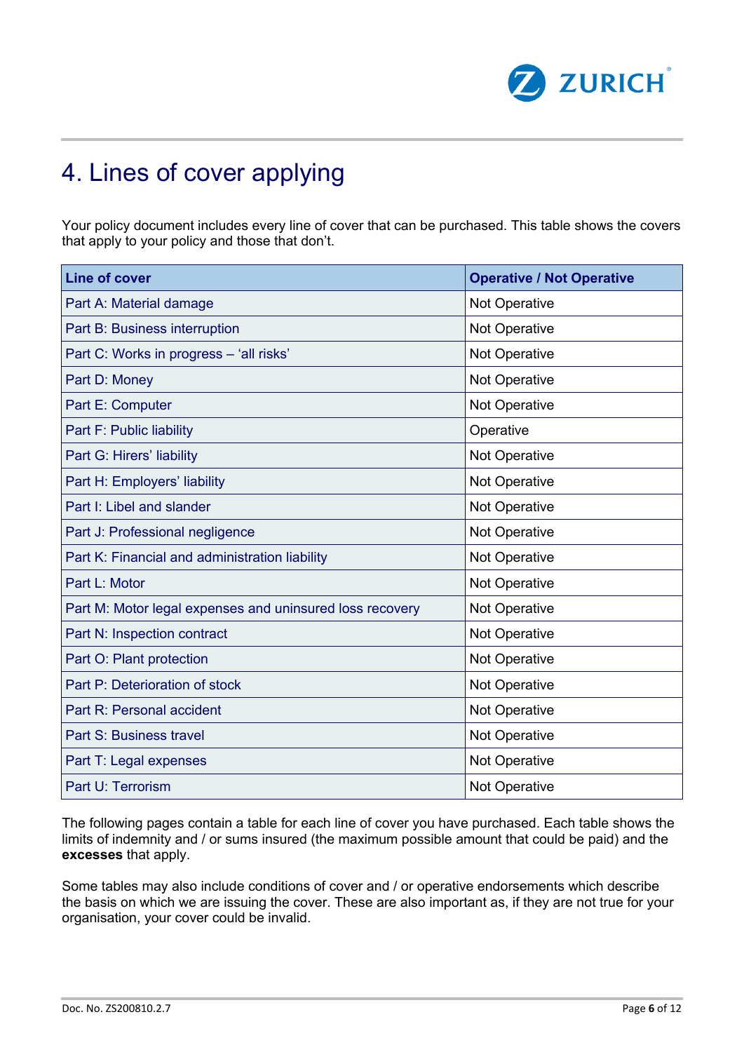# 4. Lines of cover applying

Your policy document includes every line of cover that can be purchased. This table shows the covers that apply to your policy and those that don't.

| Line of cover | Operative / Not Operative |
|---|---|
| Part A: Material damage | Not Operative |
| Part B: Business interruption | Not Operative |
| Part C: Works in progress – 'all risks' | Not Operative |
| Part D: Money | Not Operative |
| Part E: Computer | Not Operative |
| Part F: Public liability | Operative |
| Part G: Hirers' liability | Not Operative |
| Part H: Employers' liability | Not Operative |
| Part I: Libel and slander | Not Operative |
| Part J: Professional negligence | Not Operative |
| Part K: Financial and administration liability | Not Operative |
| Part L: Motor | Not Operative |
| Part M: Motor legal expenses and uninsured loss recovery | Not Operative |
| Part N: Inspection contract | Not Operative |
| Part O: Plant protection | Not Operative |
| Part P: Deterioration of stock | Not Operative |
| Part R: Personal accident | Not Operative |
| Part S: Business travel | Not Operative |
| Part T: Legal expenses | Not Operative |
| Part U: Terrorism | Not Operative |

The following pages contain a table for each line of cover you have purchased. Each table shows the limits of indemnity and / or sums insured (the maximum possible amount that could be paid) and the **excesses** that apply.

Some tables may also include conditions of cover and / or operative endorsements which describe the basis on which we are issuing the cover. These are also important as, if they are not true for your organisation, your cover could be invalid.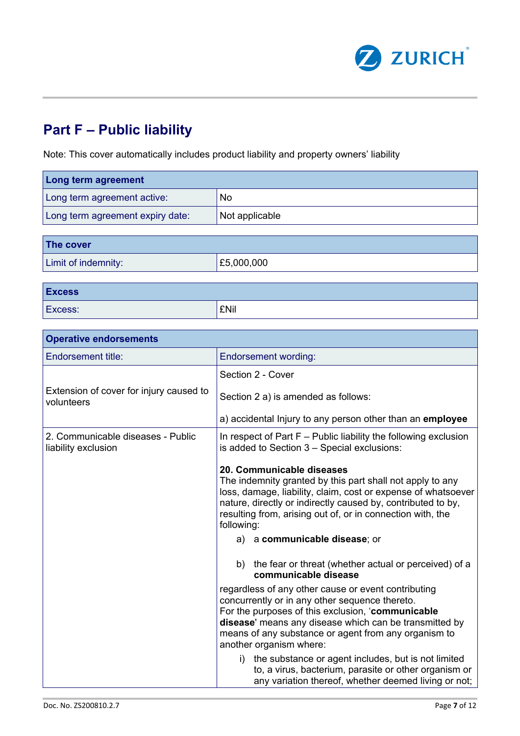# Part F – Public liability

Note: This cover automatically includes product liability and property owners' liability

| Long term agreement | |
|---|---|
| Long term agreement active: | No |
| Long term agreement expiry date: | Not applicable |

| The cover | |
|---|---|
| Limit of indemnity: | £5,000,000 |

| Excess | |
|---|---|
| Excess: | £Nil |

| Operative endorsements | |
|---|---|
| Endorsement title: | Endorsement wording: |
| Extension of cover for injury caused to volunteers | Section 2 - Cover<br><br>Section 2 a) is amended as follows:<br><br>a) accidental Injury to any person other than an **employee** |
| 2. Communicable diseases - Public liability exclusion | In respect of Part F – Public liability the following exclusion is added to Section 3 – Special exclusions:<br><br>**20. Communicable diseases**<br>The indemnity granted by this part shall not apply to any loss, damage, liability, claim, cost or expense of whatsoever nature, directly or indirectly caused by, contributed to by, resulting from, arising out of, or in connection with, the following:<br>a) a **communicable disease**; or<br>b) the fear or threat (whether actual or perceived) of a **communicable disease**<br>regardless of any other cause or event contributing concurrently or in any other sequence thereto.<br>For the purposes of this exclusion, '**communicable disease**' means any disease which can be transmitted by means of any substance or agent from any organism to another organism where:<br>i) the substance or agent includes, but is not limited to, a virus, bacterium, parasite or other organism or any variation thereof, whether deemed living or not; |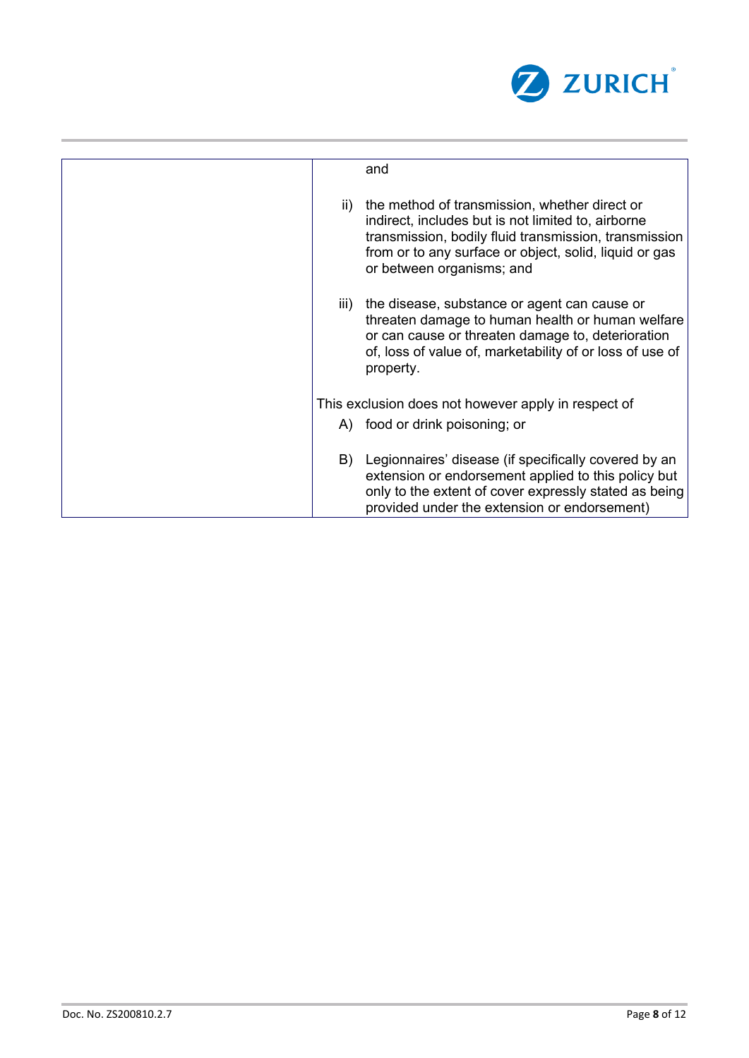| | and<br><br>ii) the method of transmission, whether direct or indirect, includes but is not limited to, airborne transmission, bodily fluid transmission, transmission from or to any surface or object, solid, liquid or gas or between organisms; and<br><br>iii) the disease, substance or agent can cause or threaten damage to human health or human welfare or can cause or threaten damage to, deterioration of, loss of value of, marketability of or loss of use of property.<br><br>This exclusion does not however apply in respect of<br>A) food or drink poisoning; or<br><br>B) Legionnaires' disease (if specifically covered by an extension or endorsement applied to this policy but only to the extent of cover expressly stated as being provided under the extension or endorsement) |
|---|---|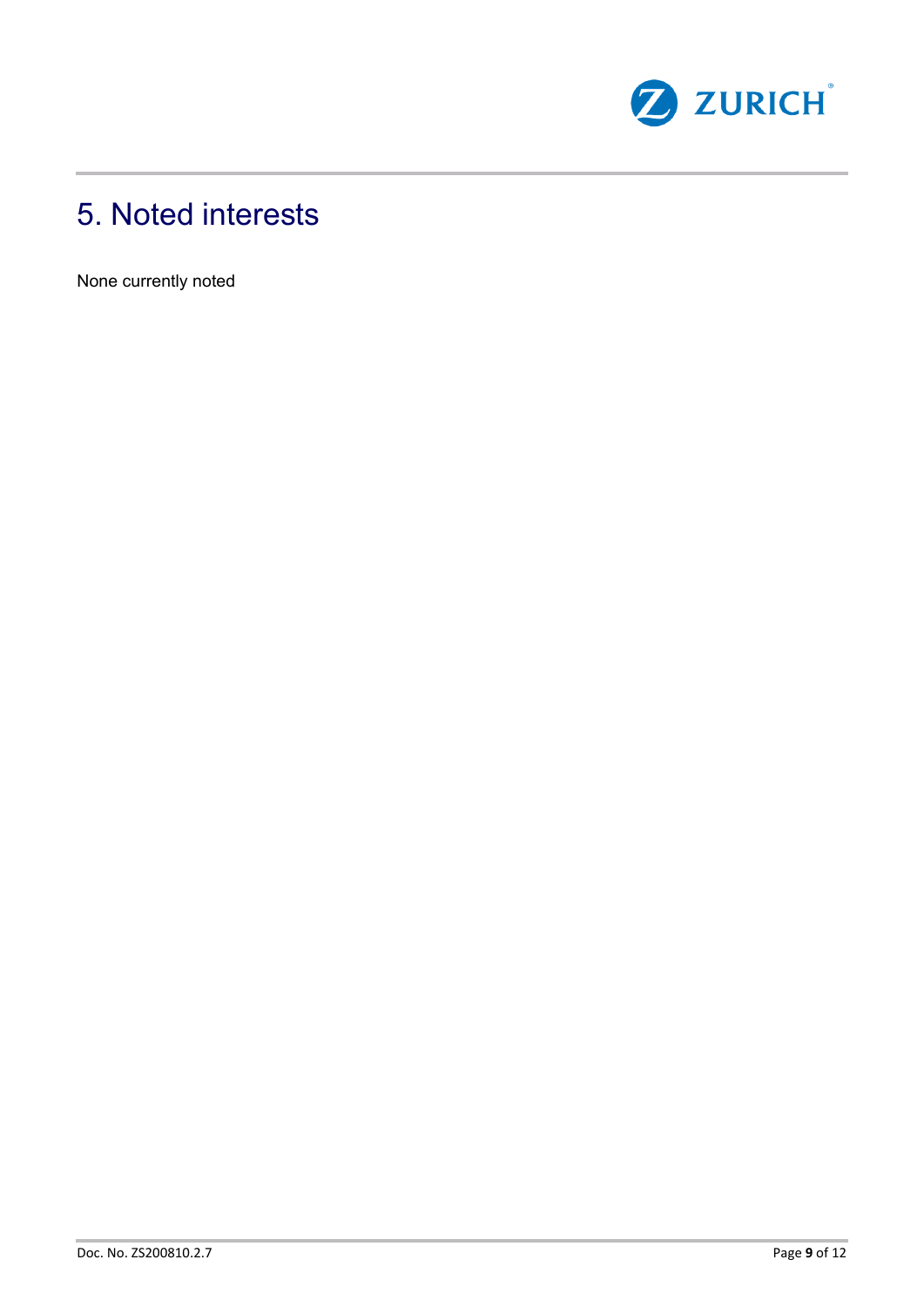# 5. Noted interests

None currently noted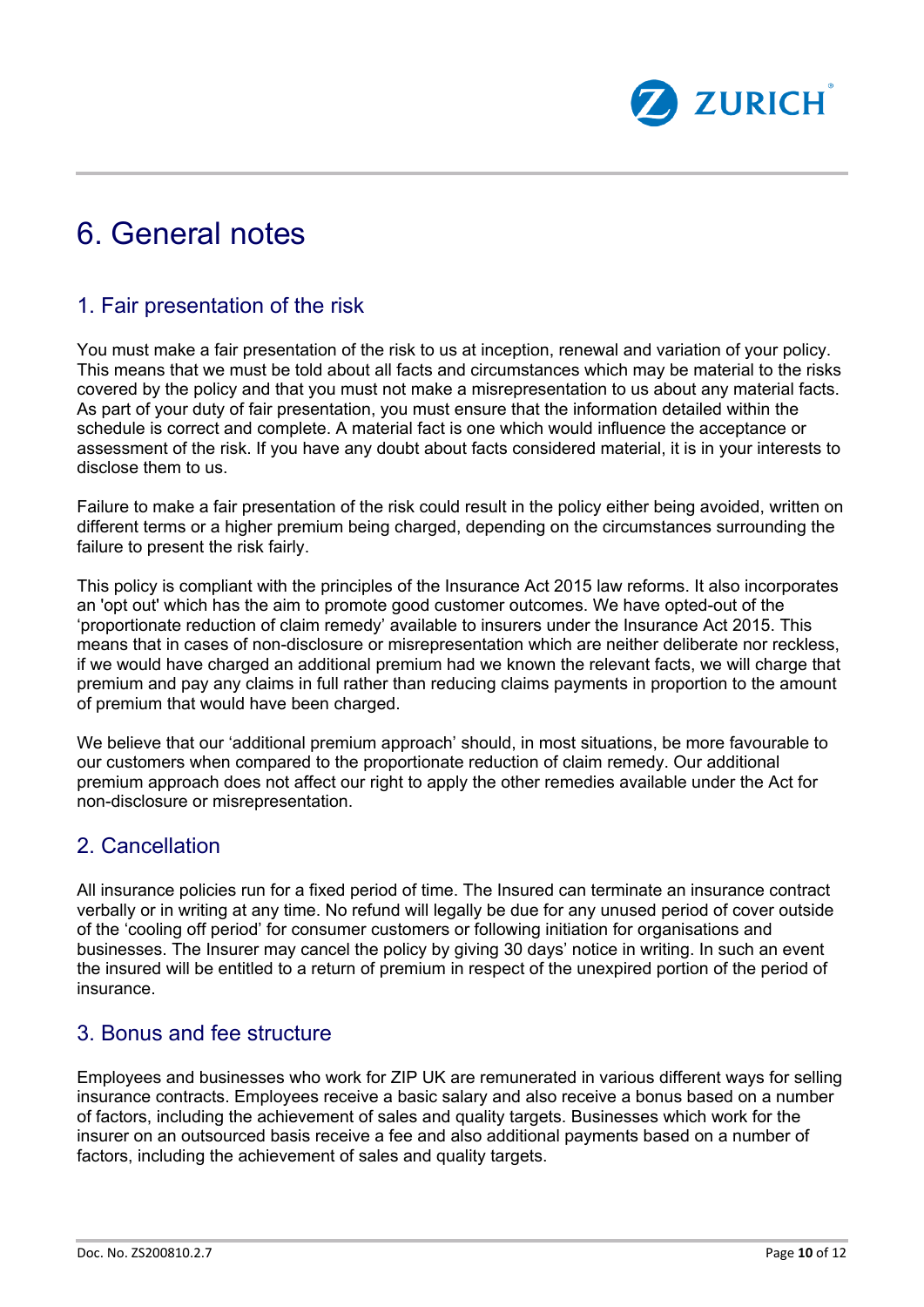# 6. General notes

## 1. Fair presentation of the risk

You must make a fair presentation of the risk to us at inception, renewal and variation of your policy. This means that we must be told about all facts and circumstances which may be material to the risks covered by the policy and that you must not make a misrepresentation to us about any material facts. As part of your duty of fair presentation, you must ensure that the information detailed within the schedule is correct and complete. A material fact is one which would influence the acceptance or assessment of the risk. If you have any doubt about facts considered material, it is in your interests to disclose them to us.

Failure to make a fair presentation of the risk could result in the policy either being avoided, written on different terms or a higher premium being charged, depending on the circumstances surrounding the failure to present the risk fairly.

This policy is compliant with the principles of the Insurance Act 2015 law reforms. It also incorporates an 'opt out' which has the aim to promote good customer outcomes. We have opted-out of the 'proportionate reduction of claim remedy' available to insurers under the Insurance Act 2015. This means that in cases of non-disclosure or misrepresentation which are neither deliberate nor reckless, if we would have charged an additional premium had we known the relevant facts, we will charge that premium and pay any claims in full rather than reducing claims payments in proportion to the amount of premium that would have been charged.

We believe that our 'additional premium approach' should, in most situations, be more favourable to our customers when compared to the proportionate reduction of claim remedy. Our additional premium approach does not affect our right to apply the other remedies available under the Act for non-disclosure or misrepresentation.

## 2. Cancellation

All insurance policies run for a fixed period of time. The Insured can terminate an insurance contract verbally or in writing at any time. No refund will legally be due for any unused period of cover outside of the 'cooling off period' for consumer customers or following initiation for organisations and businesses. The Insurer may cancel the policy by giving 30 days' notice in writing. In such an event the insured will be entitled to a return of premium in respect of the unexpired portion of the period of insurance.

## 3. Bonus and fee structure

Employees and businesses who work for ZIP UK are remunerated in various different ways for selling insurance contracts. Employees receive a basic salary and also receive a bonus based on a number of factors, including the achievement of sales and quality targets. Businesses which work for the insurer on an outsourced basis receive a fee and also additional payments based on a number of factors, including the achievement of sales and quality targets.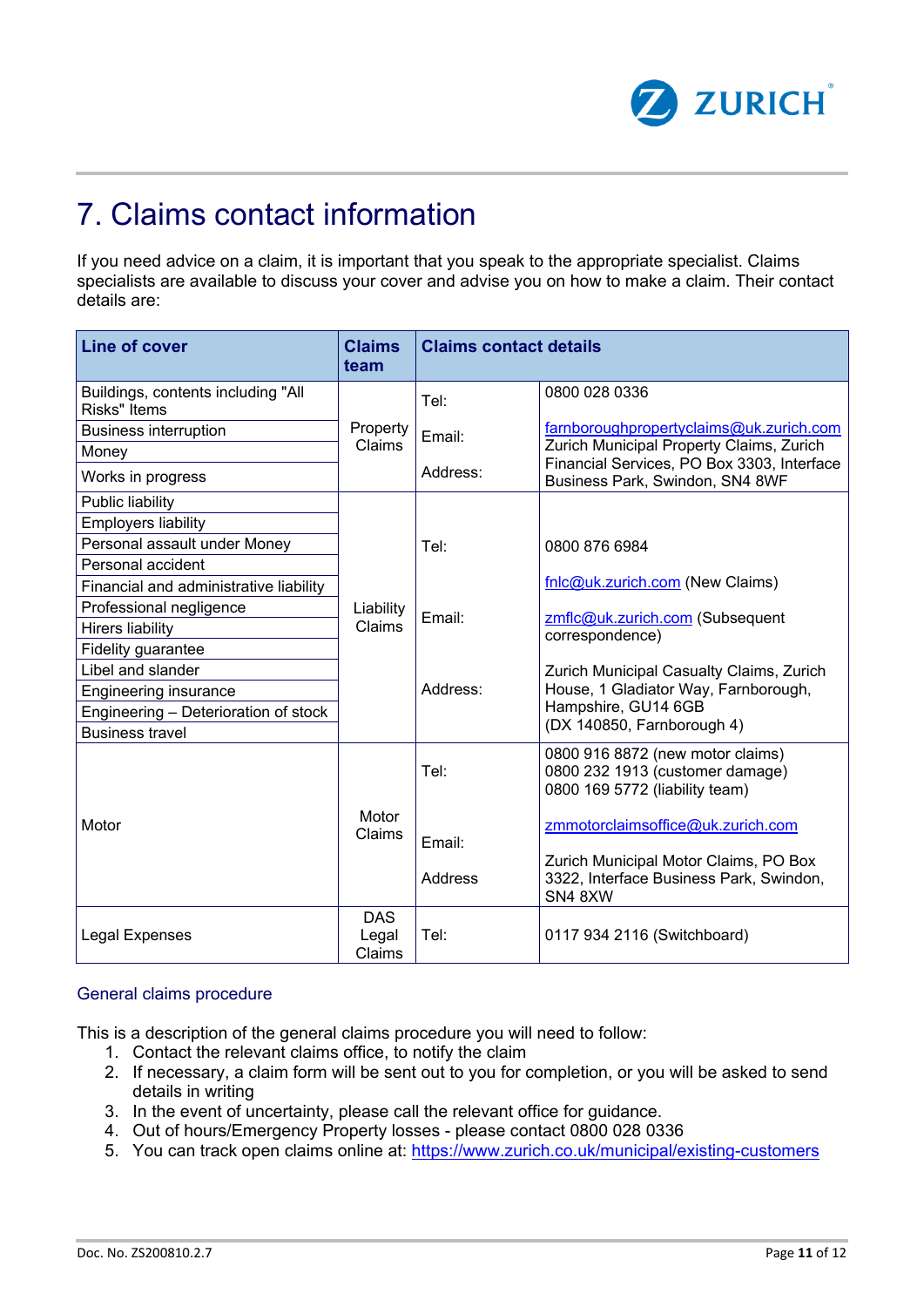# 7. Claims contact information

If you need advice on a claim, it is important that you speak to the appropriate specialist. Claims specialists are available to discuss your cover and advise you on how to make a claim. Their contact details are:

| Line of cover | Claims team | Claims contact details | |
|---|---|---|---|
| Buildings, contents including "All Risks" Items<br>Business interruption<br>Money<br>Works in progress | Property Claims | Tel:<br>Email:<br>Address: | 0800 028 0336<br>farnboroughpropertyclaims@uk.zurich.com<br>Zurich Municipal Property Claims, Zurich Financial Services, PO Box 3303, Interface Business Park, Swindon, SN4 8WF |
| Public liability<br>Employers liability<br>Personal assault under Money<br>Personal accident<br>Financial and administrative liability<br>Professional negligence<br>Hirers liability<br>Fidelity guarantee<br>Libel and slander<br>Engineering insurance<br>Engineering – Deterioration of stock<br>Business travel | Liability Claims | Tel:<br>Email:<br>Address: | 0800 876 6984<br>fnlc@uk.zurich.com (New Claims)<br>zmflc@uk.zurich.com (Subsequent correspondence)<br>Zurich Municipal Casualty Claims, Zurich House, 1 Gladiator Way, Farnborough, Hampshire, GU14 6GB<br>(DX 140850, Farnborough 4) |
| Motor | Motor Claims | Tel:<br>Email:<br>Address | 0800 916 8872 (new motor claims)<br>0800 232 1913 (customer damage)<br>0800 169 5772 (liability team)<br>zmmotorclaimsoffice@uk.zurich.com<br>Zurich Municipal Motor Claims, PO Box 3322, Interface Business Park, Swindon, SN4 8XW |
| Legal Expenses | DAS Legal Claims | Tel: | 0117 934 2116 (Switchboard) |

### General claims procedure

This is a description of the general claims procedure you will need to follow:

1. Contact the relevant claims office, to notify the claim
2. If necessary, a claim form will be sent out to you for completion, or you will be asked to send details in writing
3. In the event of uncertainty, please call the relevant office for guidance.
4. Out of hours/Emergency Property losses - please contact 0800 028 0336
5. You can track open claims online at: https://www.zurich.co.uk/municipal/existing-customers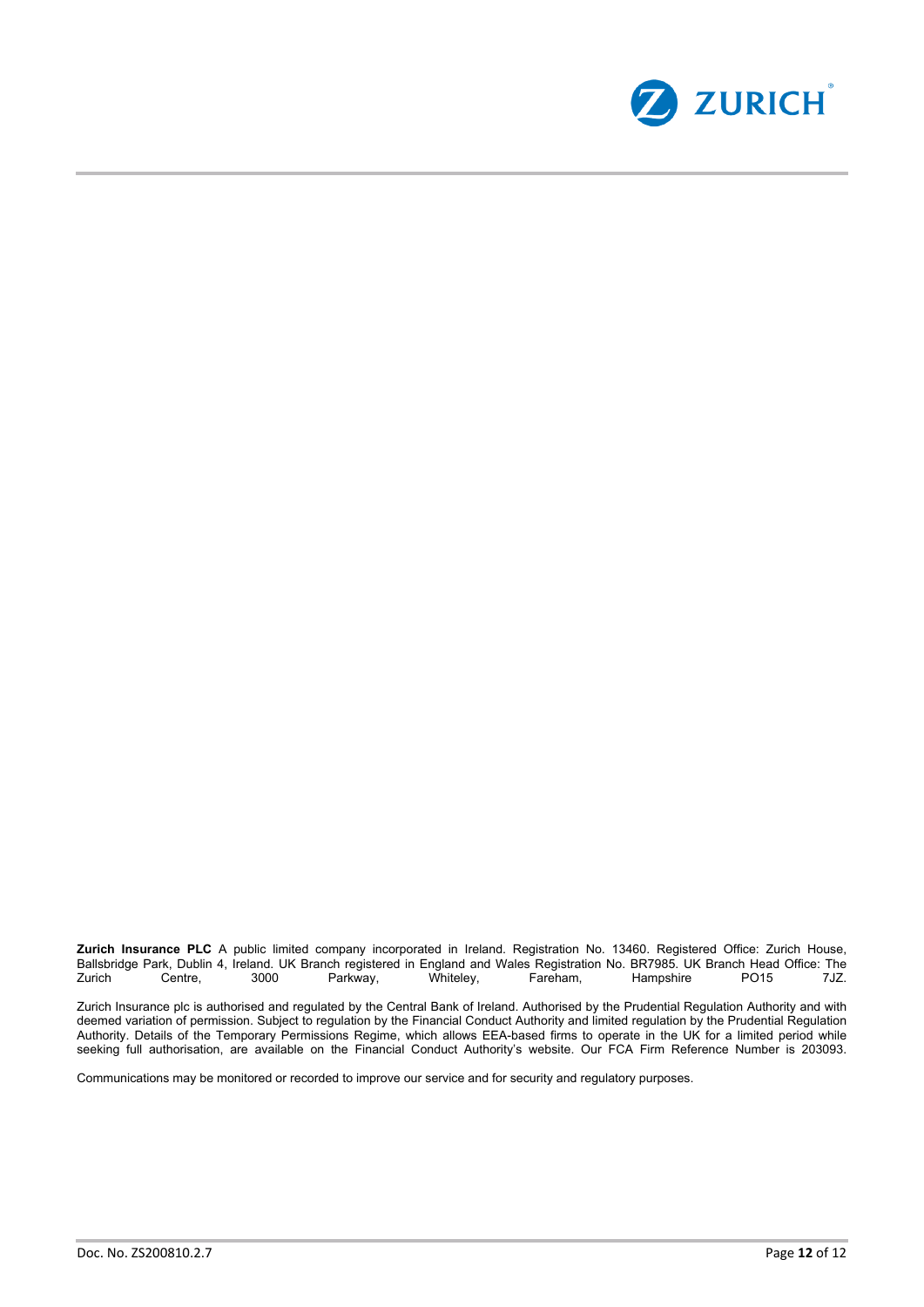**Zurich Insurance PLC** A public limited company incorporated in Ireland. Registration No. 13460. Registered Office: Zurich House, Ballsbridge Park, Dublin 4, Ireland. UK Branch registered in England and Wales Registration No. BR7985. UK Branch Head Office: The Zurich Centre, 3000 Parkway, Whiteley, Fareham, Hampshire PO15 7JZ.

Zurich Insurance plc is authorised and regulated by the Central Bank of Ireland. Authorised by the Prudential Regulation Authority and with deemed variation of permission. Subject to regulation by the Financial Conduct Authority and limited regulation by the Prudential Regulation Authority. Details of the Temporary Permissions Regime, which allows EEA-based firms to operate in the UK for a limited period while seeking full authorisation, are available on the Financial Conduct Authority's website. Our FCA Firm Reference Number is 203093.

Communications may be monitored or recorded to improve our service and for security and regulatory purposes.

Doc. No. ZS200810.2.7